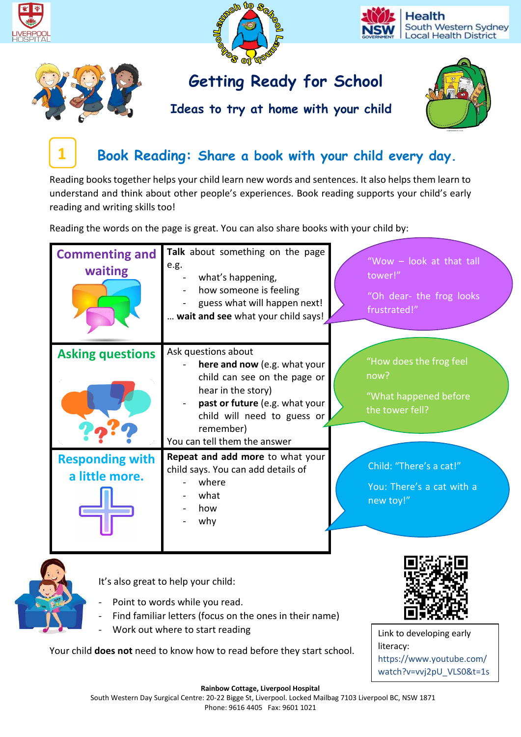# Getting Ready for School

## Ideas to try at home with your child

## 1 Book Reading: Share a book with your child every day.

Reading books together helps your child learn new words and sentences. It also helps them learn to understand and think about other people's experiences. Book reading supports your child's early reading and writing skills too!

Reading the words on the page is great. You can also share books with your child by:

| | | |
|---|---|---|
| **Commenting and waiting** | **Talk** about something on the page e.g.<br>- what's happening,<br>- how someone is feeling<br>- guess what will happen next!<br>… **wait and see** what your child says! | "Wow – look at that tall tower!"<br>"Oh dear- the frog looks frustrated!" |
| **Asking questions** | Ask questions about<br>- **here and now** (e.g. what your child can see on the page or hear in the story)<br>- **past or future** (e.g. what your child will need to guess or remember)<br>You can tell them the answer | "How does the frog feel now?<br>"What happened before the tower fell? |
| **Responding with a little more.** | **Repeat and add more** to what your child says. You can add details of<br>- where<br>- what<br>- how<br>- why | Child: "There's a cat!"<br>You: There's a cat with a new toy!" |

It's also great to help your child:

- Point to words while you read.
- Find familiar letters (focus on the ones in their name)
- Work out where to start reading

Your child **does not** need to know how to read before they start school.

Link to developing early literacy: https://www.youtube.com/watch?v=vvj2pU_VLS0&t=1s

**Rainbow Cottage, Liverpool Hospital**
South Western Day Surgical Centre: 20-22 Bigge St, Liverpool. Locked Mailbag 7103 Liverpool BC, NSW 1871
Phone: 9616 4405 Fax: 9601 1021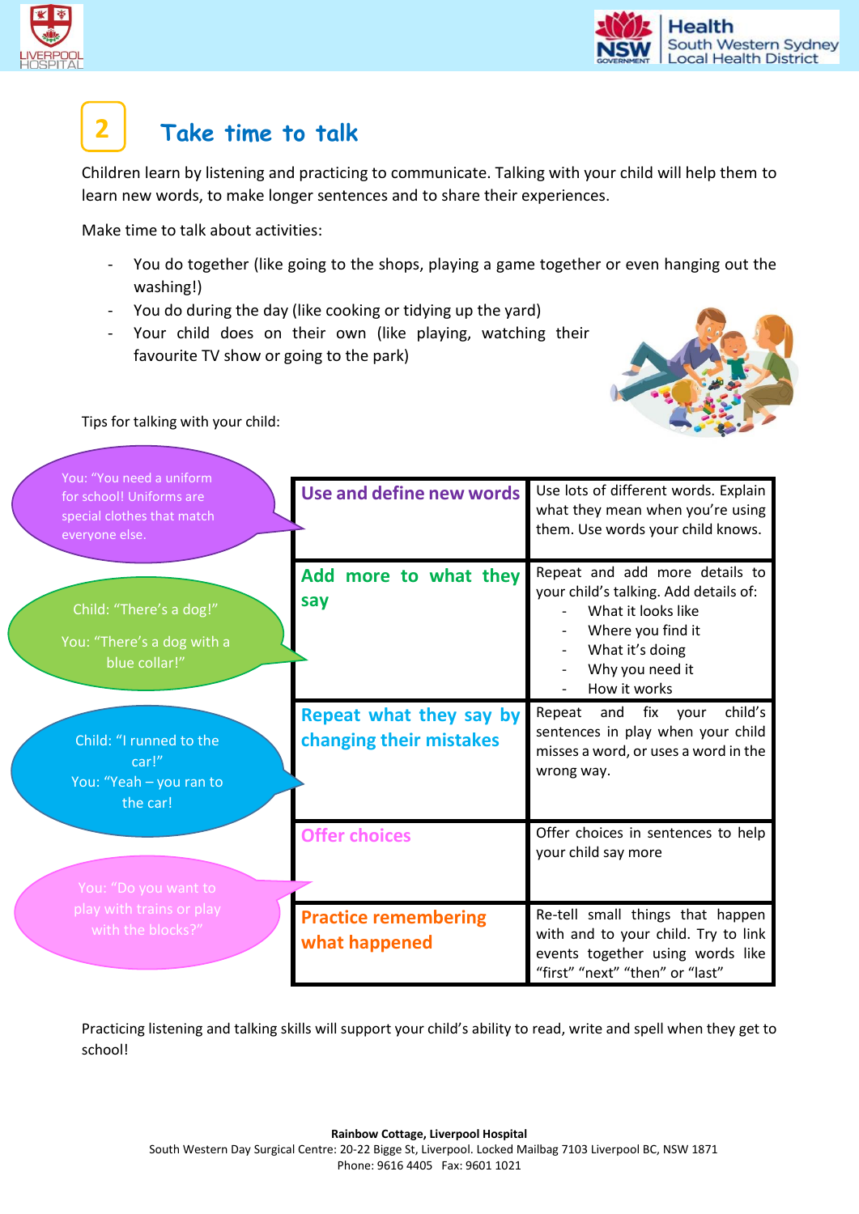## 2 Take time to talk

Children learn by listening and practicing to communicate. Talking with your child will help them to learn new words, to make longer sentences and to share their experiences.

Make time to talk about activities:

- You do together (like going to the shops, playing a game together or even hanging out the washing!)
- You do during the day (like cooking or tidying up the yard)
- Your child does on their own (like playing, watching their favourite TV show or going to the park)

Tips for talking with your child:

| Example | Tip | Description |
|---|---|---|
| You: "You need a uniform for school! Uniforms are special clothes that match everyone else. | **Use and define new words** | Use lots of different words. Explain what they mean when you're using them. Use words your child knows. |
| Child: "There's a dog!" You: "There's a dog with a blue collar!" | **Add more to what they say** | Repeat and add more details to your child's talking. Add details of: - What it looks like - Where you find it - What it's doing - Why you need it - How it works |
| Child: "I runned to the car!" You: "Yeah – you ran to the car! | **Repeat what they say by changing their mistakes** | Repeat and fix your child's sentences in play when your child misses a word, or uses a word in the wrong way. |
| You: "Do you want to play with trains or play with the blocks?" | **Offer choices** | Offer choices in sentences to help your child say more |
| | **Practice remembering what happened** | Re-tell small things that happen with and to your child. Try to link events together using words like "first" "next" "then" or "last" |

Practicing listening and talking skills will support your child's ability to read, write and spell when they get to school!

**Rainbow Cottage, Liverpool Hospital**
South Western Day Surgical Centre: 20-22 Bigge St, Liverpool. Locked Mailbag 7103 Liverpool BC, NSW 1871
Phone: 9616 4405 Fax: 9601 1021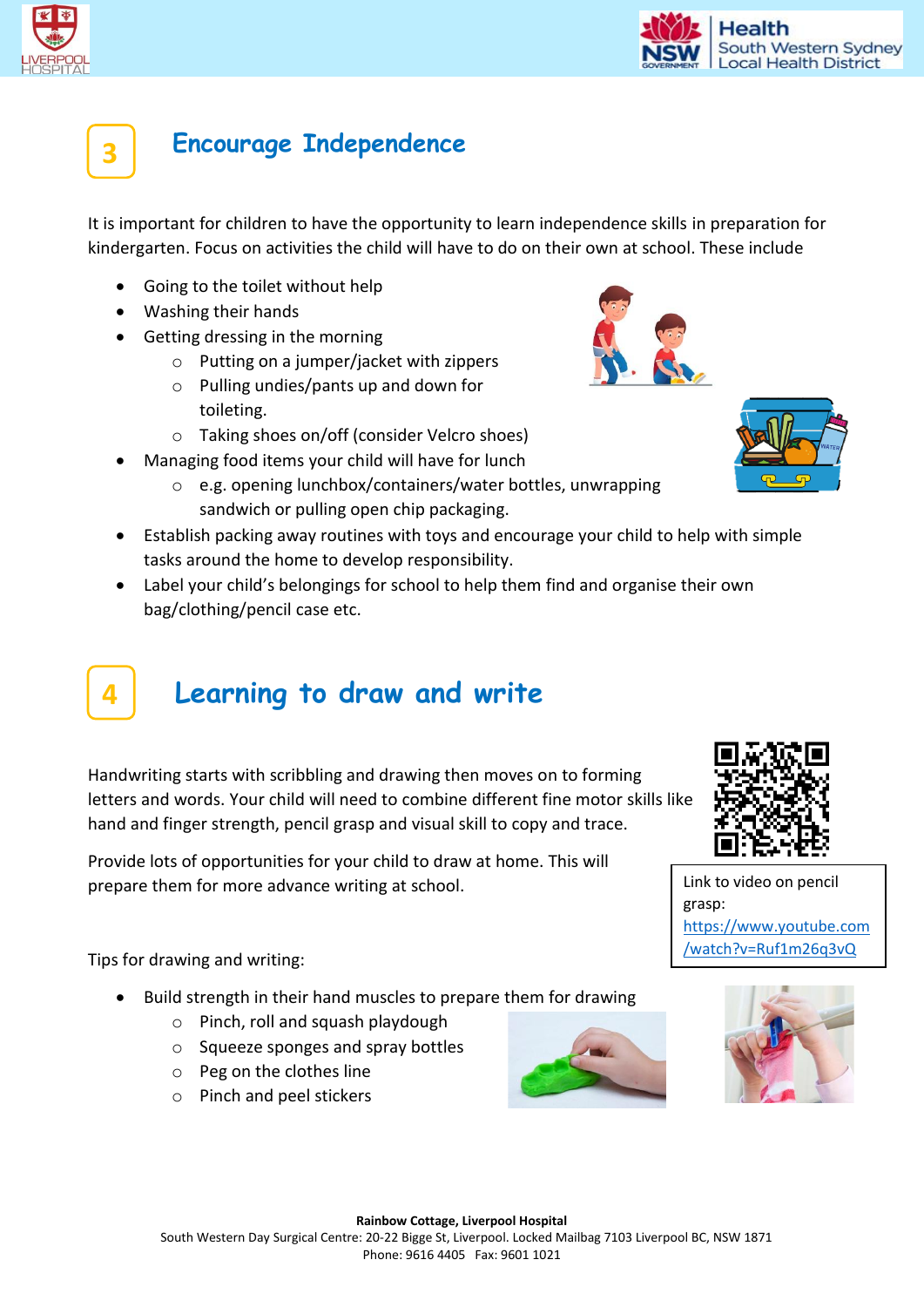## 3 Encourage Independence

It is important for children to have the opportunity to learn independence skills in preparation for kindergarten. Focus on activities the child will have to do on their own at school. These include

- Going to the toilet without help
- Washing their hands
- Getting dressing in the morning
  - Putting on a jumper/jacket with zippers
  - Pulling undies/pants up and down for toileting.
  - Taking shoes on/off (consider Velcro shoes)
- Managing food items your child will have for lunch
  - e.g. opening lunchbox/containers/water bottles, unwrapping sandwich or pulling open chip packaging.
- Establish packing away routines with toys and encourage your child to help with simple tasks around the home to develop responsibility.
- Label your child's belongings for school to help them find and organise their own bag/clothing/pencil case etc.

## 4 Learning to draw and write

Handwriting starts with scribbling and drawing then moves on to forming letters and words. Your child will need to combine different fine motor skills like hand and finger strength, pencil grasp and visual skill to copy and trace.

Provide lots of opportunities for your child to draw at home. This will prepare them for more advance writing at school.

Link to video on pencil grasp: https://www.youtube.com/watch?v=Ruf1m26q3vQ

Tips for drawing and writing:

- Build strength in their hand muscles to prepare them for drawing
  - Pinch, roll and squash playdough
  - Squeeze sponges and spray bottles
  - Peg on the clothes line
  - Pinch and peel stickers

**Rainbow Cottage, Liverpool Hospital**
South Western Day Surgical Centre: 20-22 Bigge St, Liverpool. Locked Mailbag 7103 Liverpool BC, NSW 1871
Phone: 9616 4405 Fax: 9601 1021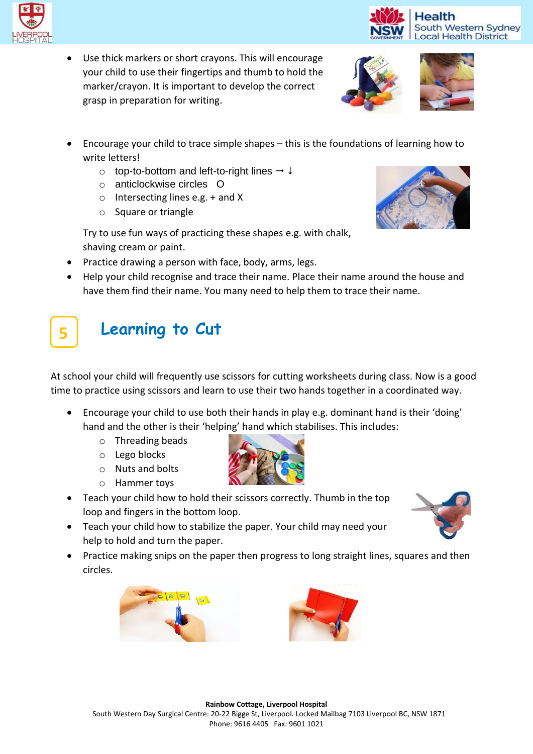- Use thick markers or short crayons. This will encourage your child to use their fingertips and thumb to hold the marker/crayon. It is important to develop the correct grasp in preparation for writing.

- Encourage your child to trace simple shapes – this is the foundations of learning how to write letters!
  - top-to-bottom and left-to-right lines → ↓
  - anticlockwise circles O
  - Intersecting lines e.g. + and X
  - Square or triangle

  Try to use fun ways of practicing these shapes e.g. with chalk, shaving cream or paint.
- Practice drawing a person with face, body, arms, legs.
- Help your child recognise and trace their name. Place their name around the house and have them find their name. You many need to help them to trace their name.

## 5 Learning to Cut

At school your child will frequently use scissors for cutting worksheets during class. Now is a good time to practice using scissors and learn to use their two hands together in a coordinated way.

- Encourage your child to use both their hands in play e.g. dominant hand is their 'doing' hand and the other is their 'helping' hand which stabilises. This includes:
  - Threading beads
  - Lego blocks
  - Nuts and bolts
  - Hammer toys
- Teach your child how to hold their scissors correctly. Thumb in the top loop and fingers in the bottom loop.
- Teach your child how to stabilize the paper. Your child may need your help to hold and turn the paper.
- Practice making snips on the paper then progress to long straight lines, squares and then circles.

**Rainbow Cottage, Liverpool Hospital**
South Western Day Surgical Centre: 20-22 Bigge St, Liverpool. Locked Mailbag 7103 Liverpool BC, NSW 1871
Phone: 9616 4405 Fax: 9601 1021